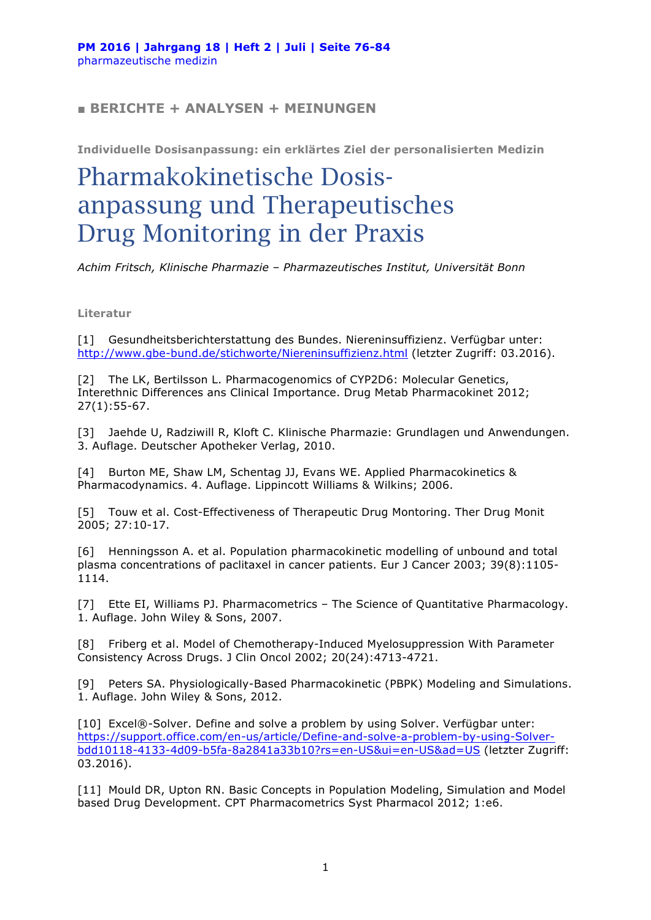■ **BERICHTE + ANALYSEN + MEINUNGEN**

**Individuelle Dosisanpassung: ein erklärtes Ziel der personalisierten Medizin**

# Pharmakokinetische Dosisanpassung und Therapeutisches Drug Monitoring in der Praxis

*Achim Fritsch, Klinische Pharmazie – Pharmazeutisches Institut, Universität Bonn*

**Literatur**

[1] Gesundheitsberichterstattung des Bundes. Niereninsuffizienz. Verfügbar unter: http://www.gbe-bund.de/stichworte/Niereninsuffizienz.html (letzter Zugriff: 03.2016).

[2] The LK, Bertilsson L. Pharmacogenomics of CYP2D6: Molecular Genetics, Interethnic Differences ans Clinical Importance. Drug Metab Pharmacokinet 2012; 27(1):55-67.

[3] Jaehde U, Radziwill R, Kloft C. Klinische Pharmazie: Grundlagen und Anwendungen. 3. Auflage. Deutscher Apotheker Verlag, 2010.

[4] Burton ME, Shaw LM, Schentag JJ, Evans WE. Applied Pharmacokinetics & Pharmacodynamics. 4. Auflage. Lippincott Williams & Wilkins; 2006.

[5] Touw et al. Cost-Effectiveness of Therapeutic Drug Montoring. Ther Drug Monit 2005; 27:10-17.

[6] Henningsson A. et al. Population pharmacokinetic modelling of unbound and total plasma concentrations of paclitaxel in cancer patients. Eur J Cancer 2003; 39(8):1105-1114.

[7] Ette EI, Williams PJ. Pharmacometrics – The Science of Quantitative Pharmacology. 1. Auflage. John Wiley & Sons, 2007.

[8] Friberg et al. Model of Chemotherapy-Induced Myelosuppression With Parameter Consistency Across Drugs. J Clin Oncol 2002; 20(24):4713-4721.

[9] Peters SA. Physiologically-Based Pharmacokinetic (PBPK) Modeling and Simulations. 1. Auflage. John Wiley & Sons, 2012.

[10] Excel®-Solver. Define and solve a problem by using Solver. Verfügbar unter: https://support.office.com/en-us/article/Define-and-solve-a-problem-by-using-Solver-bdd10118-4133-4d09-b5fa-8a2841a33b10?rs=en-US&ui=en-US&ad=US (letzter Zugriff: 03.2016).

[11] Mould DR, Upton RN. Basic Concepts in Population Modeling, Simulation and Model based Drug Development. CPT Pharmacometrics Syst Pharmacol 2012; 1:e6.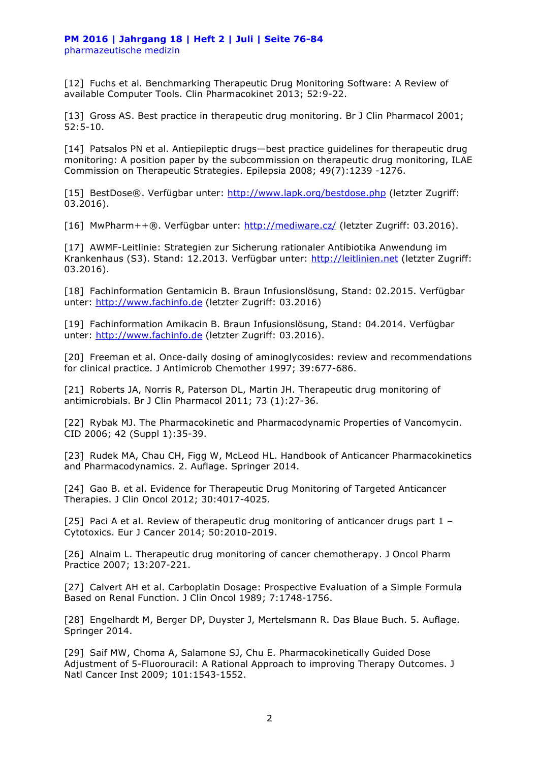[12] Fuchs et al. Benchmarking Therapeutic Drug Monitoring Software: A Review of available Computer Tools. Clin Pharmacokinet 2013; 52:9-22.

[13] Gross AS. Best practice in therapeutic drug monitoring. Br J Clin Pharmacol 2001; 52:5-10.

[14] Patsalos PN et al. Antiepileptic drugs—best practice guidelines for therapeutic drug monitoring: A position paper by the subcommission on therapeutic drug monitoring, ILAE Commission on Therapeutic Strategies. Epilepsia 2008; 49(7):1239 -1276.

[15] BestDose®. Verfügbar unter: http://www.lapk.org/bestdose.php (letzter Zugriff: 03.2016).

[16] MwPharm++®. Verfügbar unter: http://mediware.cz/ (letzter Zugriff: 03.2016).

[17] AWMF-Leitlinie: Strategien zur Sicherung rationaler Antibiotika Anwendung im Krankenhaus (S3). Stand: 12.2013. Verfügbar unter: http://leitlinien.net (letzter Zugriff: 03.2016).

[18] Fachinformation Gentamicin B. Braun Infusionslösung, Stand: 02.2015. Verfügbar unter: http://www.fachinfo.de (letzter Zugriff: 03.2016)

[19] Fachinformation Amikacin B. Braun Infusionslösung, Stand: 04.2014. Verfügbar unter: http://www.fachinfo.de (letzter Zugriff: 03.2016).

[20] Freeman et al. Once-daily dosing of aminoglycosides: review and recommendations for clinical practice. J Antimicrob Chemother 1997; 39:677-686.

[21] Roberts JA, Norris R, Paterson DL, Martin JH. Therapeutic drug monitoring of antimicrobials. Br J Clin Pharmacol 2011; 73 (1):27-36.

[22] Rybak MJ. The Pharmacokinetic and Pharmacodynamic Properties of Vancomycin. CID 2006; 42 (Suppl 1):35-39.

[23] Rudek MA, Chau CH, Figg W, McLeod HL. Handbook of Anticancer Pharmacokinetics and Pharmacodynamics. 2. Auflage. Springer 2014.

[24] Gao B. et al. Evidence for Therapeutic Drug Monitoring of Targeted Anticancer Therapies. J Clin Oncol 2012; 30:4017-4025.

[25] Paci A et al. Review of therapeutic drug monitoring of anticancer drugs part 1 – Cytotoxics. Eur J Cancer 2014; 50:2010-2019.

[26] Alnaim L. Therapeutic drug monitoring of cancer chemotherapy. J Oncol Pharm Practice 2007; 13:207-221.

[27] Calvert AH et al. Carboplatin Dosage: Prospective Evaluation of a Simple Formula Based on Renal Function. J Clin Oncol 1989; 7:1748-1756.

[28] Engelhardt M, Berger DP, Duyster J, Mertelsmann R. Das Blaue Buch. 5. Auflage. Springer 2014.

[29] Saif MW, Choma A, Salamone SJ, Chu E. Pharmacokinetically Guided Dose Adjustment of 5-Fluorouracil: A Rational Approach to improving Therapy Outcomes. J Natl Cancer Inst 2009; 101:1543-1552.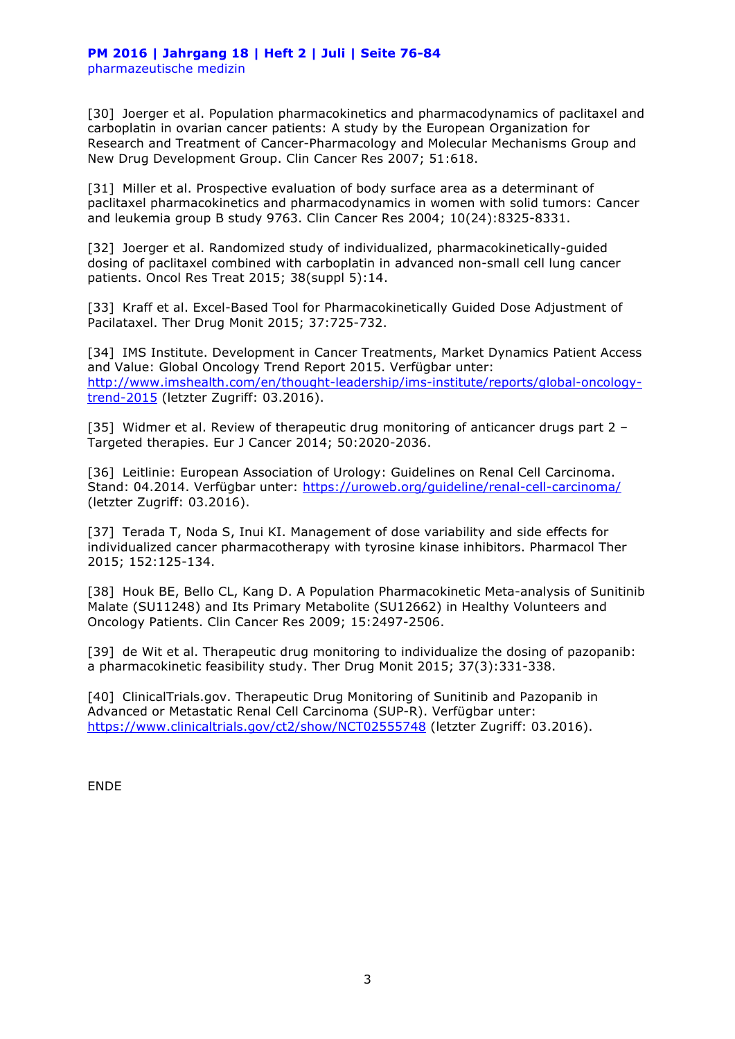[30] Joerger et al. Population pharmacokinetics and pharmacodynamics of paclitaxel and carboplatin in ovarian cancer patients: A study by the European Organization for Research and Treatment of Cancer-Pharmacology and Molecular Mechanisms Group and New Drug Development Group. Clin Cancer Res 2007; 51:618.

[31] Miller et al. Prospective evaluation of body surface area as a determinant of paclitaxel pharmacokinetics and pharmacodynamics in women with solid tumors: Cancer and leukemia group B study 9763. Clin Cancer Res 2004; 10(24):8325-8331.

[32] Joerger et al. Randomized study of individualized, pharmacokinetically-guided dosing of paclitaxel combined with carboplatin in advanced non-small cell lung cancer patients. Oncol Res Treat 2015; 38(suppl 5):14.

[33] Kraff et al. Excel-Based Tool for Pharmacokinetically Guided Dose Adjustment of Pacilataxel. Ther Drug Monit 2015; 37:725-732.

[34] IMS Institute. Development in Cancer Treatments, Market Dynamics Patient Access and Value: Global Oncology Trend Report 2015. Verfügbar unter: http://www.imshealth.com/en/thought-leadership/ims-institute/reports/global-oncology-trend-2015 (letzter Zugriff: 03.2016).

[35] Widmer et al. Review of therapeutic drug monitoring of anticancer drugs part 2 – Targeted therapies. Eur J Cancer 2014; 50:2020-2036.

[36] Leitlinie: European Association of Urology: Guidelines on Renal Cell Carcinoma. Stand: 04.2014. Verfügbar unter: https://uroweb.org/guideline/renal-cell-carcinoma/ (letzter Zugriff: 03.2016).

[37] Terada T, Noda S, Inui KI. Management of dose variability and side effects for individualized cancer pharmacotherapy with tyrosine kinase inhibitors. Pharmacol Ther 2015; 152:125-134.

[38] Houk BE, Bello CL, Kang D. A Population Pharmacokinetic Meta-analysis of Sunitinib Malate (SU11248) and Its Primary Metabolite (SU12662) in Healthy Volunteers and Oncology Patients. Clin Cancer Res 2009; 15:2497-2506.

[39] de Wit et al. Therapeutic drug monitoring to individualize the dosing of pazopanib: a pharmacokinetic feasibility study. Ther Drug Monit 2015; 37(3):331-338.

[40] ClinicalTrials.gov. Therapeutic Drug Monitoring of Sunitinib and Pazopanib in Advanced or Metastatic Renal Cell Carcinoma (SUP-R). Verfügbar unter: https://www.clinicaltrials.gov/ct2/show/NCT02555748 (letzter Zugriff: 03.2016).

ENDE